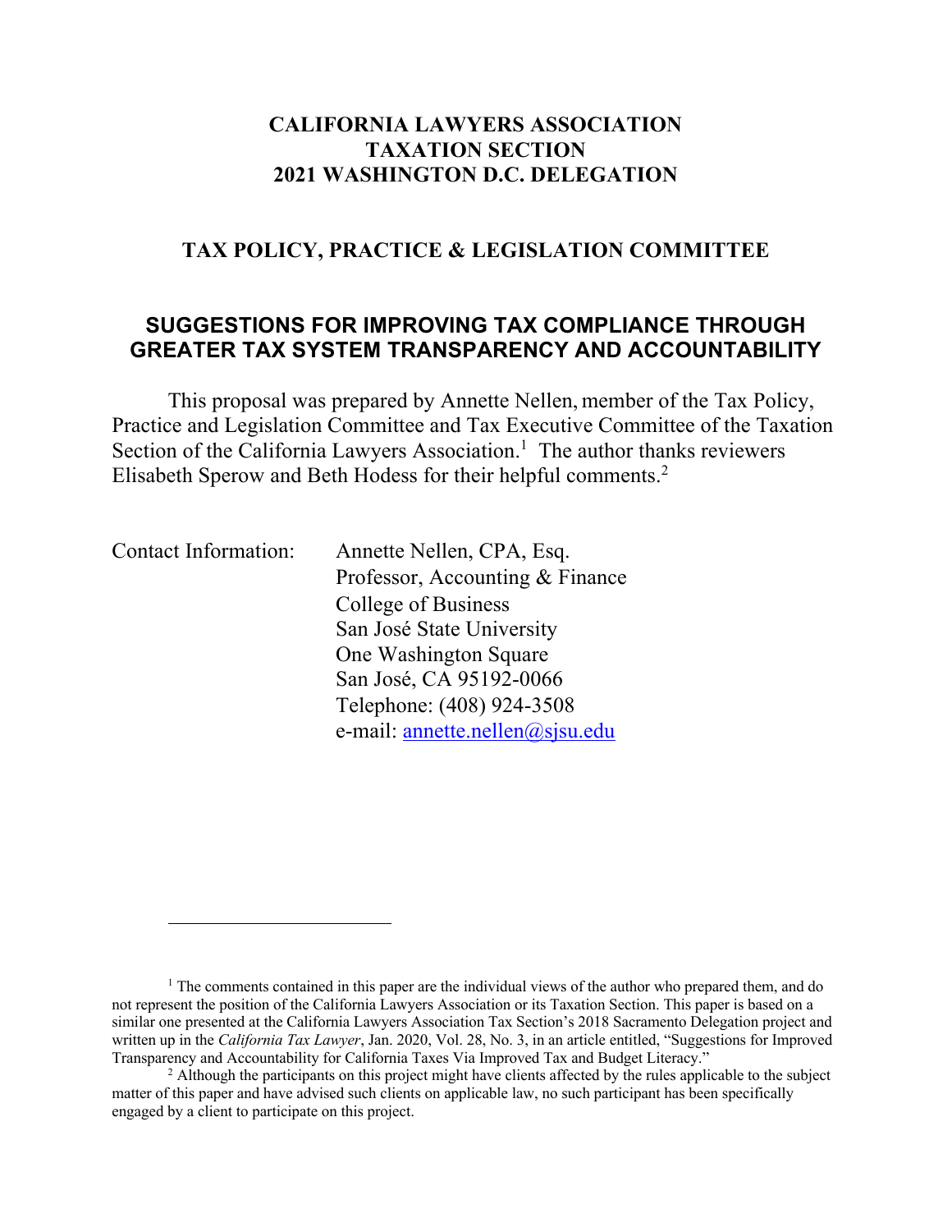# CALIFORNIA LAWYERS ASSOCIATION
# TAXATION SECTION
# 2021 WASHINGTON D.C. DELEGATION

## TAX POLICY, PRACTICE & LEGISLATION COMMITTEE

## SUGGESTIONS FOR IMPROVING TAX COMPLIANCE THROUGH GREATER TAX SYSTEM TRANSPARENCY AND ACCOUNTABILITY

This proposal was prepared by Annette Nellen, member of the Tax Policy, Practice and Legislation Committee and Tax Executive Committee of the Taxation Section of the California Lawyers Association.[1] The author thanks reviewers Elisabeth Sperow and Beth Hodess for their helpful comments.[2]

Contact Information:

Annette Nellen, CPA, Esq.
Professor, Accounting & Finance
College of Business
San José State University
One Washington Square
San José, CA 95192-0066
Telephone: (408) 924-3508
e-mail: annette.nellen@sjsu.edu

---

[1] The comments contained in this paper are the individual views of the author who prepared them, and do not represent the position of the California Lawyers Association or its Taxation Section. This paper is based on a similar one presented at the California Lawyers Association Tax Section's 2018 Sacramento Delegation project and written up in the *California Tax Lawyer*, Jan. 2020, Vol. 28, No. 3, in an article entitled, "Suggestions for Improved Transparency and Accountability for California Taxes Via Improved Tax and Budget Literacy."

[2] Although the participants on this project might have clients affected by the rules applicable to the subject matter of this paper and have advised such clients on applicable law, no such participant has been specifically engaged by a client to participate on this project.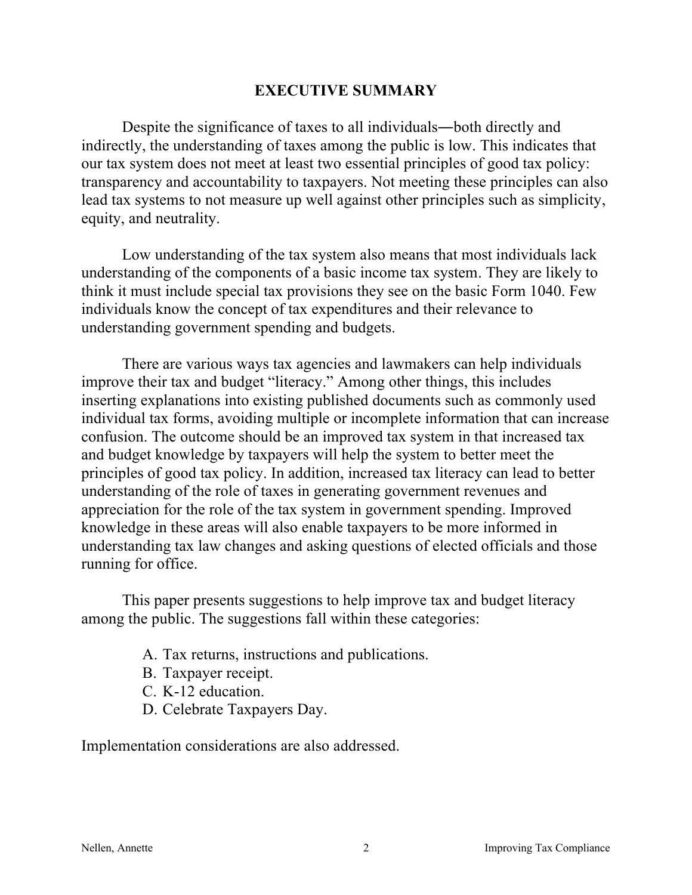## EXECUTIVE SUMMARY

Despite the significance of taxes to all individuals―both directly and indirectly, the understanding of taxes among the public is low. This indicates that our tax system does not meet at least two essential principles of good tax policy: transparency and accountability to taxpayers. Not meeting these principles can also lead tax systems to not measure up well against other principles such as simplicity, equity, and neutrality.

Low understanding of the tax system also means that most individuals lack understanding of the components of a basic income tax system. They are likely to think it must include special tax provisions they see on the basic Form 1040. Few individuals know the concept of tax expenditures and their relevance to understanding government spending and budgets.

There are various ways tax agencies and lawmakers can help individuals improve their tax and budget "literacy." Among other things, this includes inserting explanations into existing published documents such as commonly used individual tax forms, avoiding multiple or incomplete information that can increase confusion. The outcome should be an improved tax system in that increased tax and budget knowledge by taxpayers will help the system to better meet the principles of good tax policy. In addition, increased tax literacy can lead to better understanding of the role of taxes in generating government revenues and appreciation for the role of the tax system in government spending. Improved knowledge in these areas will also enable taxpayers to be more informed in understanding tax law changes and asking questions of elected officials and those running for office.

This paper presents suggestions to help improve tax and budget literacy among the public. The suggestions fall within these categories:

A. Tax returns, instructions and publications.
B. Taxpayer receipt.
C. K-12 education.
D. Celebrate Taxpayers Day.

Implementation considerations are also addressed.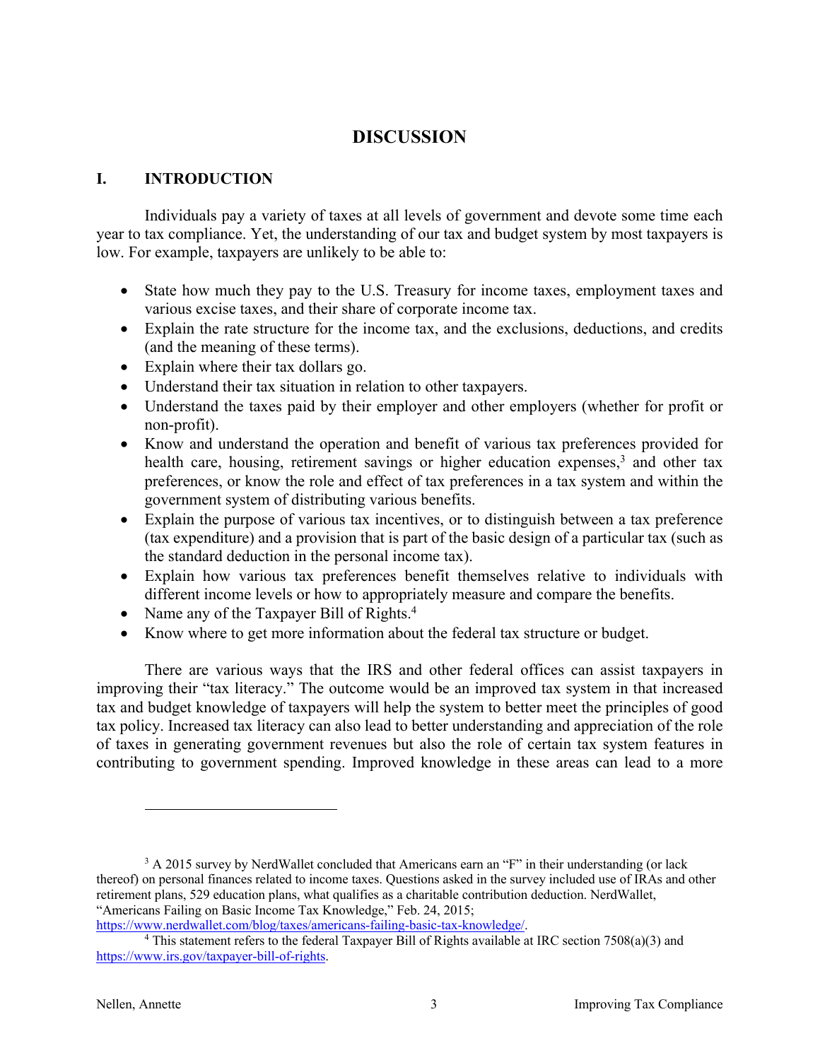# DISCUSSION

## I. INTRODUCTION

Individuals pay a variety of taxes at all levels of government and devote some time each year to tax compliance. Yet, the understanding of our tax and budget system by most taxpayers is low. For example, taxpayers are unlikely to be able to:

- State how much they pay to the U.S. Treasury for income taxes, employment taxes and various excise taxes, and their share of corporate income tax.
- Explain the rate structure for the income tax, and the exclusions, deductions, and credits (and the meaning of these terms).
- Explain where their tax dollars go.
- Understand their tax situation in relation to other taxpayers.
- Understand the taxes paid by their employer and other employers (whether for profit or non-profit).
- Know and understand the operation and benefit of various tax preferences provided for health care, housing, retirement savings or higher education expenses,[3] and other tax preferences, or know the role and effect of tax preferences in a tax system and within the government system of distributing various benefits.
- Explain the purpose of various tax incentives, or to distinguish between a tax preference (tax expenditure) and a provision that is part of the basic design of a particular tax (such as the standard deduction in the personal income tax).
- Explain how various tax preferences benefit themselves relative to individuals with different income levels or how to appropriately measure and compare the benefits.
- Name any of the Taxpayer Bill of Rights.[4]
- Know where to get more information about the federal tax structure or budget.

There are various ways that the IRS and other federal offices can assist taxpayers in improving their "tax literacy." The outcome would be an improved tax system in that increased tax and budget knowledge of taxpayers will help the system to better meet the principles of good tax policy. Increased tax literacy can also lead to better understanding and appreciation of the role of taxes in generating government revenues but also the role of certain tax system features in contributing to government spending. Improved knowledge in these areas can lead to a more

---

[3] A 2015 survey by NerdWallet concluded that Americans earn an "F" in their understanding (or lack thereof) on personal finances related to income taxes. Questions asked in the survey included use of IRAs and other retirement plans, 529 education plans, what qualifies as a charitable contribution deduction. NerdWallet, "Americans Failing on Basic Income Tax Knowledge," Feb. 24, 2015; https://www.nerdwallet.com/blog/taxes/americans-failing-basic-tax-knowledge/.

[4] This statement refers to the federal Taxpayer Bill of Rights available at IRC section 7508(a)(3) and https://www.irs.gov/taxpayer-bill-of-rights.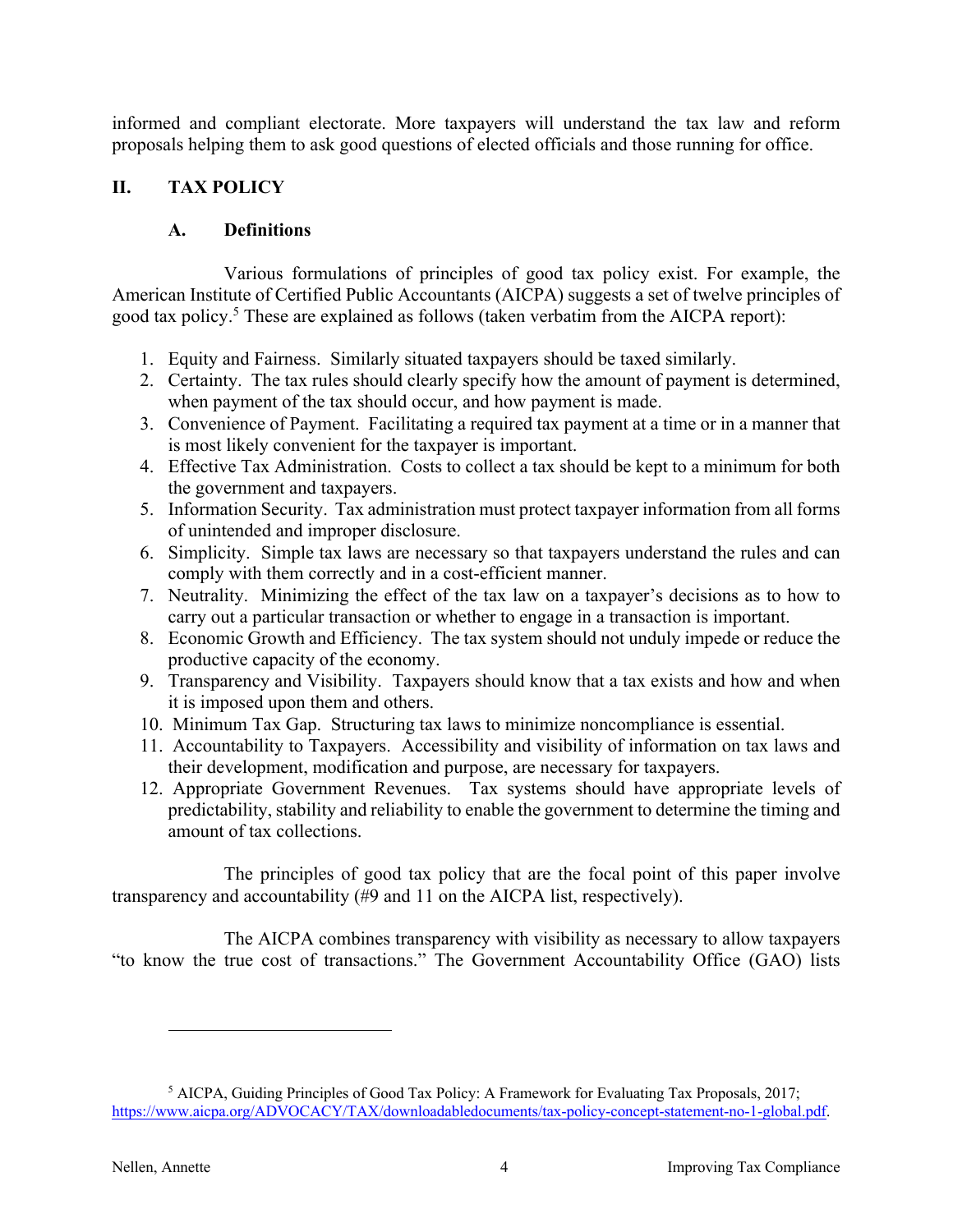informed and compliant electorate. More taxpayers will understand the tax law and reform proposals helping them to ask good questions of elected officials and those running for office.

## II. TAX POLICY

### A. Definitions

Various formulations of principles of good tax policy exist. For example, the American Institute of Certified Public Accountants (AICPA) suggests a set of twelve principles of good tax policy.[5] These are explained as follows (taken verbatim from the AICPA report):

1. Equity and Fairness. Similarly situated taxpayers should be taxed similarly.
2. Certainty. The tax rules should clearly specify how the amount of payment is determined, when payment of the tax should occur, and how payment is made.
3. Convenience of Payment. Facilitating a required tax payment at a time or in a manner that is most likely convenient for the taxpayer is important.
4. Effective Tax Administration. Costs to collect a tax should be kept to a minimum for both the government and taxpayers.
5. Information Security. Tax administration must protect taxpayer information from all forms of unintended and improper disclosure.
6. Simplicity. Simple tax laws are necessary so that taxpayers understand the rules and can comply with them correctly and in a cost-efficient manner.
7. Neutrality. Minimizing the effect of the tax law on a taxpayer's decisions as to how to carry out a particular transaction or whether to engage in a transaction is important.
8. Economic Growth and Efficiency. The tax system should not unduly impede or reduce the productive capacity of the economy.
9. Transparency and Visibility. Taxpayers should know that a tax exists and how and when it is imposed upon them and others.
10. Minimum Tax Gap. Structuring tax laws to minimize noncompliance is essential.
11. Accountability to Taxpayers. Accessibility and visibility of information on tax laws and their development, modification and purpose, are necessary for taxpayers.
12. Appropriate Government Revenues. Tax systems should have appropriate levels of predictability, stability and reliability to enable the government to determine the timing and amount of tax collections.

The principles of good tax policy that are the focal point of this paper involve transparency and accountability (#9 and 11 on the AICPA list, respectively).

The AICPA combines transparency with visibility as necessary to allow taxpayers "to know the true cost of transactions." The Government Accountability Office (GAO) lists

[5] AICPA, Guiding Principles of Good Tax Policy: A Framework for Evaluating Tax Proposals, 2017; https://www.aicpa.org/ADVOCACY/TAX/downloadabledocuments/tax-policy-concept-statement-no-1-global.pdf.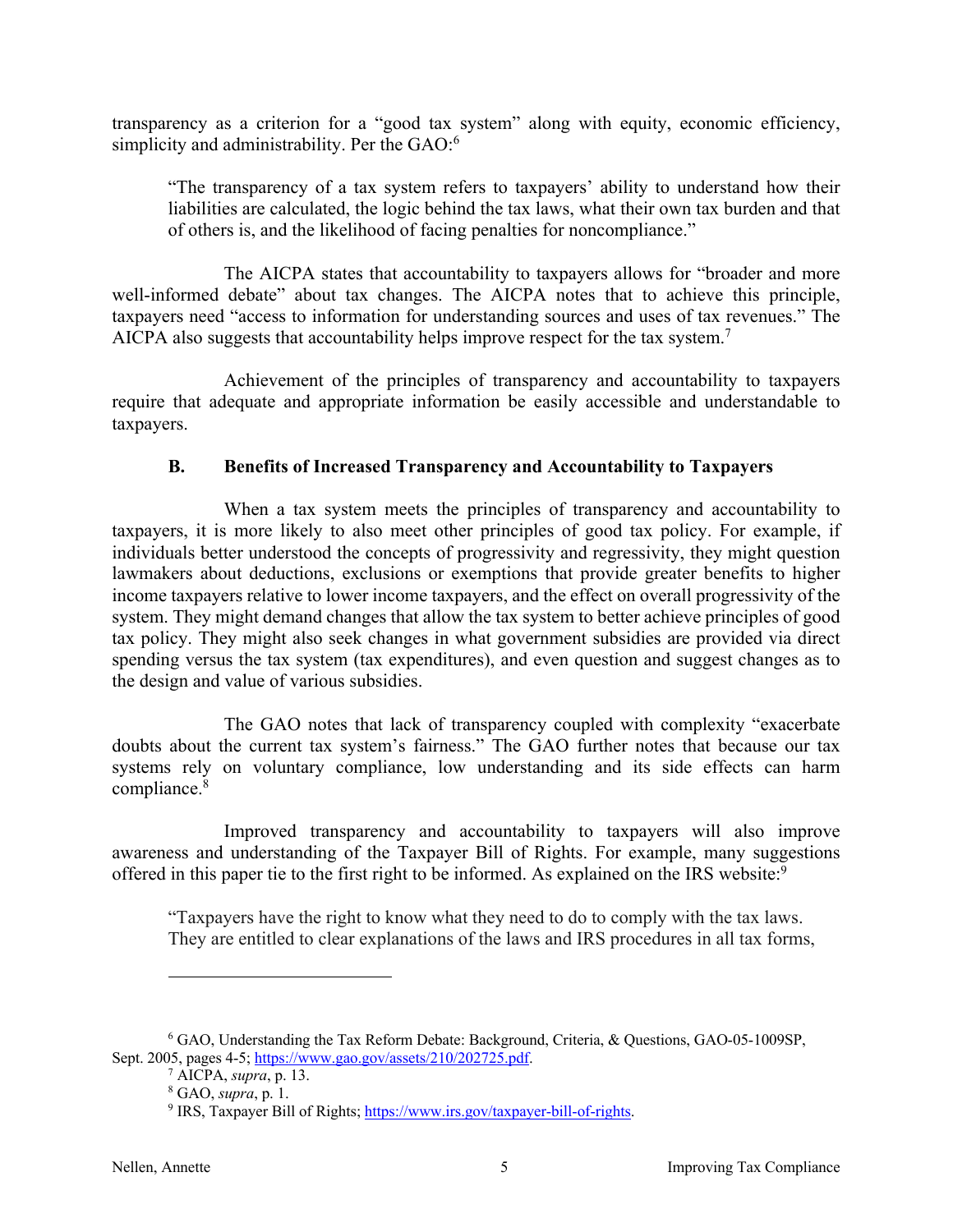transparency as a criterion for a "good tax system" along with equity, economic efficiency, simplicity and administrability. Per the GAO:[6]

> "The transparency of a tax system refers to taxpayers' ability to understand how their liabilities are calculated, the logic behind the tax laws, what their own tax burden and that of others is, and the likelihood of facing penalties for noncompliance."

The AICPA states that accountability to taxpayers allows for "broader and more well-informed debate" about tax changes. The AICPA notes that to achieve this principle, taxpayers need "access to information for understanding sources and uses of tax revenues." The AICPA also suggests that accountability helps improve respect for the tax system.[7]

Achievement of the principles of transparency and accountability to taxpayers require that adequate and appropriate information be easily accessible and understandable to taxpayers.

### B. Benefits of Increased Transparency and Accountability to Taxpayers

When a tax system meets the principles of transparency and accountability to taxpayers, it is more likely to also meet other principles of good tax policy. For example, if individuals better understood the concepts of progressivity and regressivity, they might question lawmakers about deductions, exclusions or exemptions that provide greater benefits to higher income taxpayers relative to lower income taxpayers, and the effect on overall progressivity of the system. They might demand changes that allow the tax system to better achieve principles of good tax policy. They might also seek changes in what government subsidies are provided via direct spending versus the tax system (tax expenditures), and even question and suggest changes as to the design and value of various subsidies.

The GAO notes that lack of transparency coupled with complexity "exacerbate doubts about the current tax system's fairness." The GAO further notes that because our tax systems rely on voluntary compliance, low understanding and its side effects can harm compliance.[8]

Improved transparency and accountability to taxpayers will also improve awareness and understanding of the Taxpayer Bill of Rights. For example, many suggestions offered in this paper tie to the first right to be informed. As explained on the IRS website:[9]

> "Taxpayers have the right to know what they need to do to comply with the tax laws. They are entitled to clear explanations of the laws and IRS procedures in all tax forms,

---

[6] GAO, Understanding the Tax Reform Debate: Background, Criteria, & Questions, GAO-05-1009SP, Sept. 2005, pages 4-5; https://www.gao.gov/assets/210/202725.pdf.

[7] AICPA, *supra*, p. 13.

[8] GAO, *supra*, p. 1.

[9] IRS, Taxpayer Bill of Rights; https://www.irs.gov/taxpayer-bill-of-rights.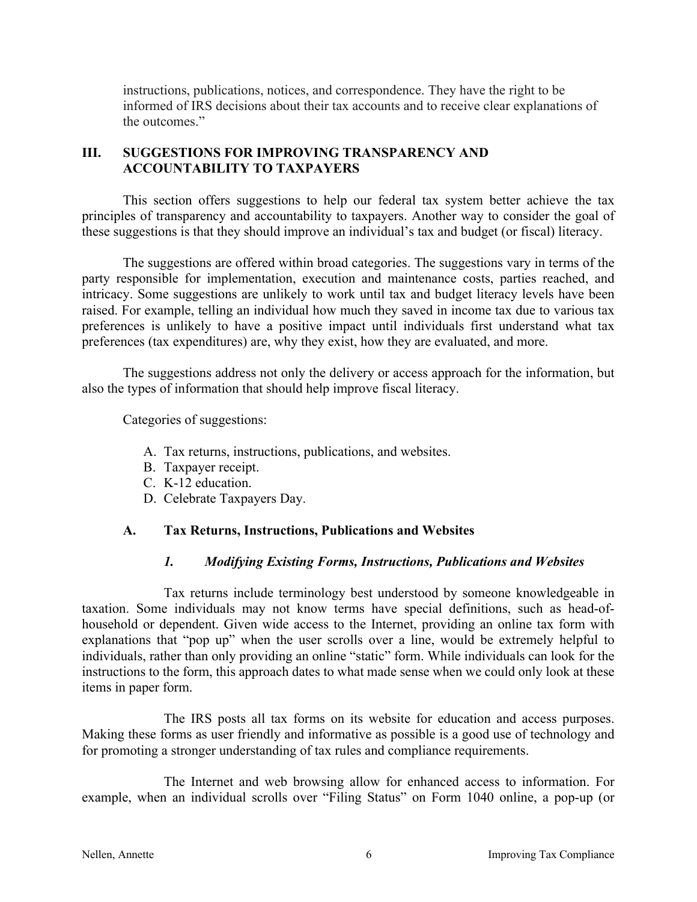instructions, publications, notices, and correspondence. They have the right to be informed of IRS decisions about their tax accounts and to receive clear explanations of the outcomes."

## III. SUGGESTIONS FOR IMPROVING TRANSPARENCY AND ACCOUNTABILITY TO TAXPAYERS

This section offers suggestions to help our federal tax system better achieve the tax principles of transparency and accountability to taxpayers. Another way to consider the goal of these suggestions is that they should improve an individual's tax and budget (or fiscal) literacy.

The suggestions are offered within broad categories. The suggestions vary in terms of the party responsible for implementation, execution and maintenance costs, parties reached, and intricacy. Some suggestions are unlikely to work until tax and budget literacy levels have been raised. For example, telling an individual how much they saved in income tax due to various tax preferences is unlikely to have a positive impact until individuals first understand what tax preferences (tax expenditures) are, why they exist, how they are evaluated, and more.

The suggestions address not only the delivery or access approach for the information, but also the types of information that should help improve fiscal literacy.

Categories of suggestions:

A. Tax returns, instructions, publications, and websites.
B. Taxpayer receipt.
C. K-12 education.
D. Celebrate Taxpayers Day.

### A. Tax Returns, Instructions, Publications and Websites

#### *1. Modifying Existing Forms, Instructions, Publications and Websites*

Tax returns include terminology best understood by someone knowledgeable in taxation. Some individuals may not know terms have special definitions, such as head-of-household or dependent. Given wide access to the Internet, providing an online tax form with explanations that "pop up" when the user scrolls over a line, would be extremely helpful to individuals, rather than only providing an online "static" form. While individuals can look for the instructions to the form, this approach dates to what made sense when we could only look at these items in paper form.

The IRS posts all tax forms on its website for education and access purposes. Making these forms as user friendly and informative as possible is a good use of technology and for promoting a stronger understanding of tax rules and compliance requirements.

The Internet and web browsing allow for enhanced access to information. For example, when an individual scrolls over "Filing Status" on Form 1040 online, a pop-up (or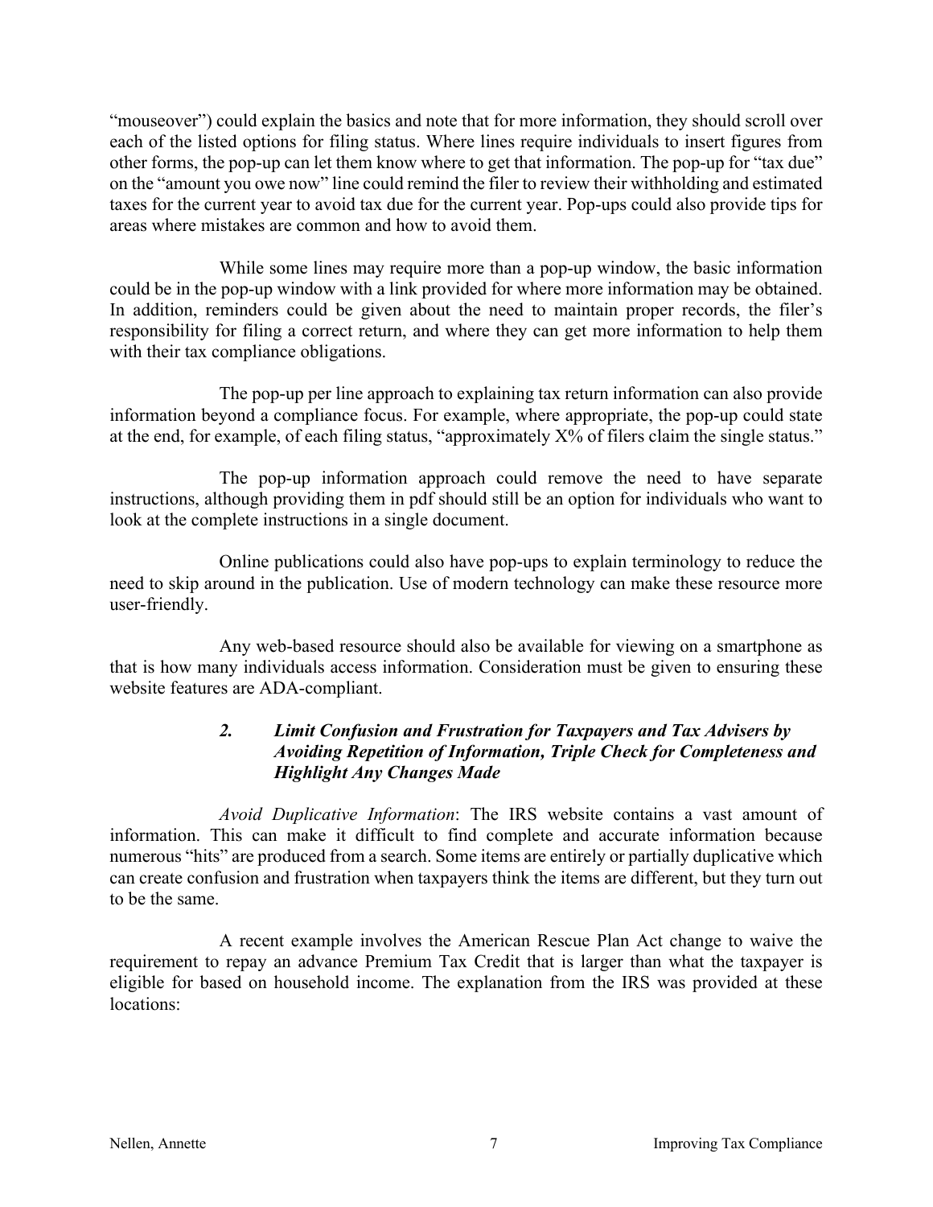"mouseover") could explain the basics and note that for more information, they should scroll over each of the listed options for filing status. Where lines require individuals to insert figures from other forms, the pop-up can let them know where to get that information. The pop-up for "tax due" on the "amount you owe now" line could remind the filer to review their withholding and estimated taxes for the current year to avoid tax due for the current year. Pop-ups could also provide tips for areas where mistakes are common and how to avoid them.

While some lines may require more than a pop-up window, the basic information could be in the pop-up window with a link provided for where more information may be obtained. In addition, reminders could be given about the need to maintain proper records, the filer's responsibility for filing a correct return, and where they can get more information to help them with their tax compliance obligations.

The pop-up per line approach to explaining tax return information can also provide information beyond a compliance focus. For example, where appropriate, the pop-up could state at the end, for example, of each filing status, "approximately X% of filers claim the single status."

The pop-up information approach could remove the need to have separate instructions, although providing them in pdf should still be an option for individuals who want to look at the complete instructions in a single document.

Online publications could also have pop-ups to explain terminology to reduce the need to skip around in the publication. Use of modern technology can make these resource more user-friendly.

Any web-based resource should also be available for viewing on a smartphone as that is how many individuals access information. Consideration must be given to ensuring these website features are ADA-compliant.

### *2. Limit Confusion and Frustration for Taxpayers and Tax Advisers by Avoiding Repetition of Information, Triple Check for Completeness and Highlight Any Changes Made*

*Avoid Duplicative Information*: The IRS website contains a vast amount of information. This can make it difficult to find complete and accurate information because numerous "hits" are produced from a search. Some items are entirely or partially duplicative which can create confusion and frustration when taxpayers think the items are different, but they turn out to be the same.

A recent example involves the American Rescue Plan Act change to waive the requirement to repay an advance Premium Tax Credit that is larger than what the taxpayer is eligible for based on household income. The explanation from the IRS was provided at these locations: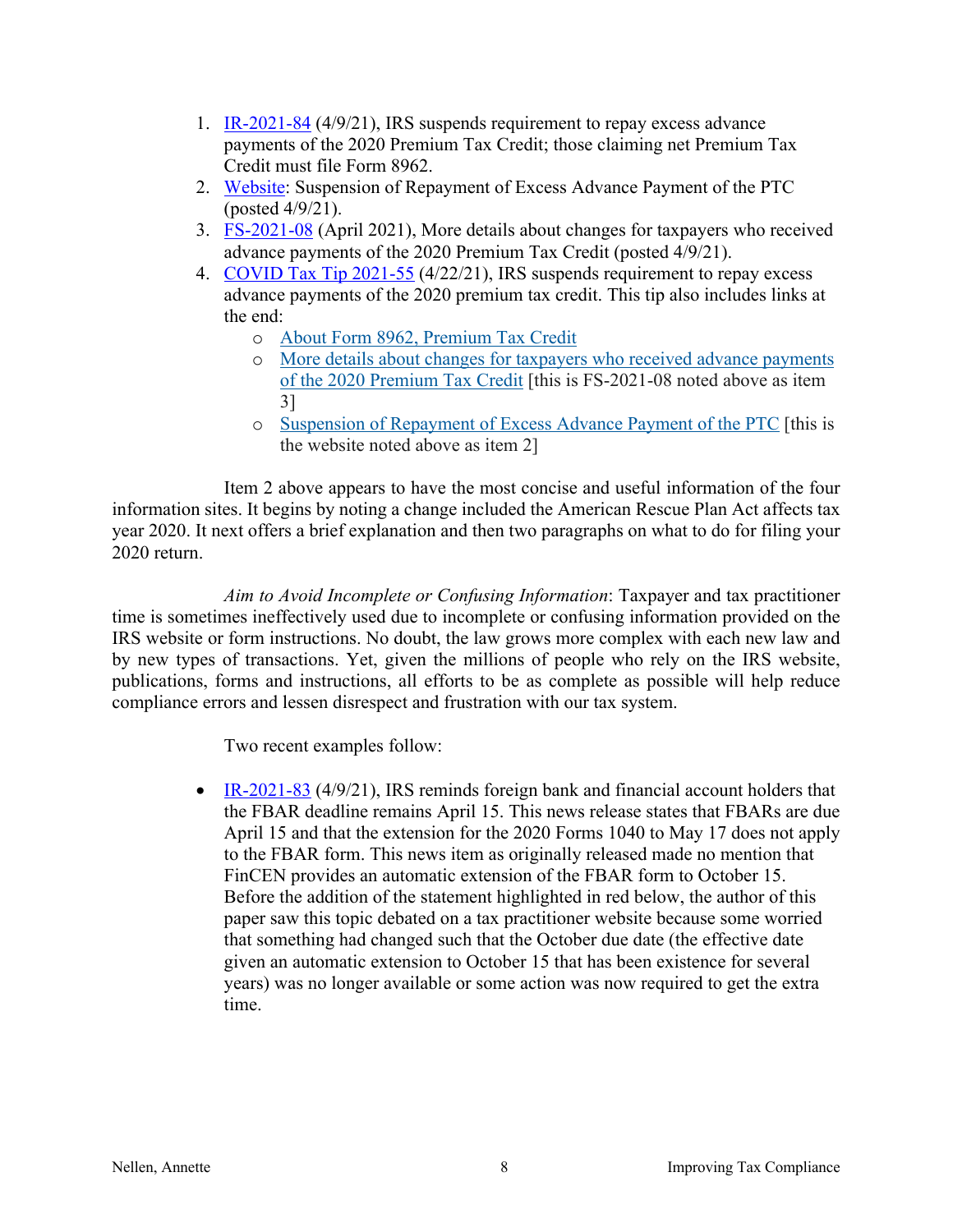1. IR-2021-84 (4/9/21), IRS suspends requirement to repay excess advance payments of the 2020 Premium Tax Credit; those claiming net Premium Tax Credit must file Form 8962.
2. Website: Suspension of Repayment of Excess Advance Payment of the PTC (posted 4/9/21).
3. FS-2021-08 (April 2021), More details about changes for taxpayers who received advance payments of the 2020 Premium Tax Credit (posted 4/9/21).
4. COVID Tax Tip 2021-55 (4/22/21), IRS suspends requirement to repay excess advance payments of the 2020 premium tax credit. This tip also includes links at the end:
   - About Form 8962, Premium Tax Credit
   - More details about changes for taxpayers who received advance payments of the 2020 Premium Tax Credit [this is FS-2021-08 noted above as item 3]
   - Suspension of Repayment of Excess Advance Payment of the PTC [this is the website noted above as item 2]

Item 2 above appears to have the most concise and useful information of the four information sites. It begins by noting a change included the American Rescue Plan Act affects tax year 2020. It next offers a brief explanation and then two paragraphs on what to do for filing your 2020 return.

*Aim to Avoid Incomplete or Confusing Information*: Taxpayer and tax practitioner time is sometimes ineffectively used due to incomplete or confusing information provided on the IRS website or form instructions. No doubt, the law grows more complex with each new law and by new types of transactions. Yet, given the millions of people who rely on the IRS website, publications, forms and instructions, all efforts to be as complete as possible will help reduce compliance errors and lessen disrespect and frustration with our tax system.

Two recent examples follow:

- IR-2021-83 (4/9/21), IRS reminds foreign bank and financial account holders that the FBAR deadline remains April 15. This news release states that FBARs are due April 15 and that the extension for the 2020 Forms 1040 to May 17 does not apply to the FBAR form. This news item as originally released made no mention that FinCEN provides an automatic extension of the FBAR form to October 15. Before the addition of the statement highlighted in red below, the author of this paper saw this topic debated on a tax practitioner website because some worried that something had changed such that the October due date (the effective date given an automatic extension to October 15 that has been existence for several years) was no longer available or some action was now required to get the extra time.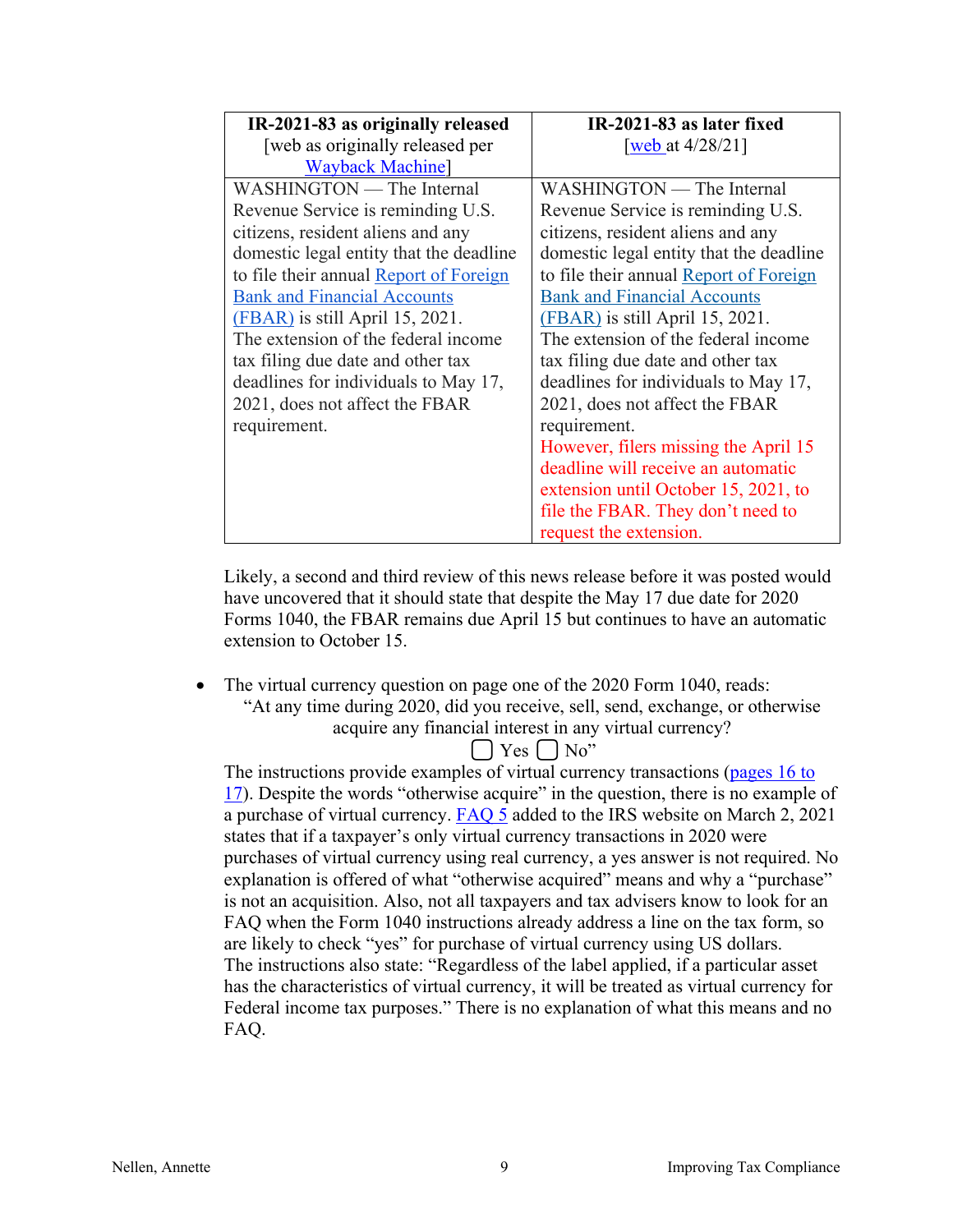| **IR-2021-83 as originally released** [web as originally released per Wayback Machine] | **IR-2021-83 as later fixed** [web at 4/28/21] |
|---|---|
| WASHINGTON — The Internal Revenue Service is reminding U.S. citizens, resident aliens and any domestic legal entity that the deadline to file their annual Report of Foreign Bank and Financial Accounts (FBAR) is still April 15, 2021. The extension of the federal income tax filing due date and other tax deadlines for individuals to May 17, 2021, does not affect the FBAR requirement. | WASHINGTON — The Internal Revenue Service is reminding U.S. citizens, resident aliens and any domestic legal entity that the deadline to file their annual Report of Foreign Bank and Financial Accounts (FBAR) is still April 15, 2021. The extension of the federal income tax filing due date and other tax deadlines for individuals to May 17, 2021, does not affect the FBAR requirement. However, filers missing the April 15 deadline will receive an automatic extension until October 15, 2021, to file the FBAR. They don't need to request the extension. |

Likely, a second and third review of this news release before it was posted would have uncovered that it should state that despite the May 17 due date for 2020 Forms 1040, the FBAR remains due April 15 but continues to have an automatic extension to October 15.

- The virtual currency question on page one of the 2020 Form 1040, reads:

  "At any time during 2020, did you receive, sell, send, exchange, or otherwise acquire any financial interest in any virtual currency?
  ☐ Yes ☐ No"

  The instructions provide examples of virtual currency transactions (pages 16 to 17). Despite the words "otherwise acquire" in the question, there is no example of a purchase of virtual currency. FAQ 5 added to the IRS website on March 2, 2021 states that if a taxpayer's only virtual currency transactions in 2020 were purchases of virtual currency using real currency, a yes answer is not required. No explanation is offered of what "otherwise acquired" means and why a "purchase" is not an acquisition. Also, not all taxpayers and tax advisers know to look for an FAQ when the Form 1040 instructions already address a line on the tax form, so are likely to check "yes" for purchase of virtual currency using US dollars.
  The instructions also state: "Regardless of the label applied, if a particular asset has the characteristics of virtual currency, it will be treated as virtual currency for Federal income tax purposes." There is no explanation of what this means and no FAQ.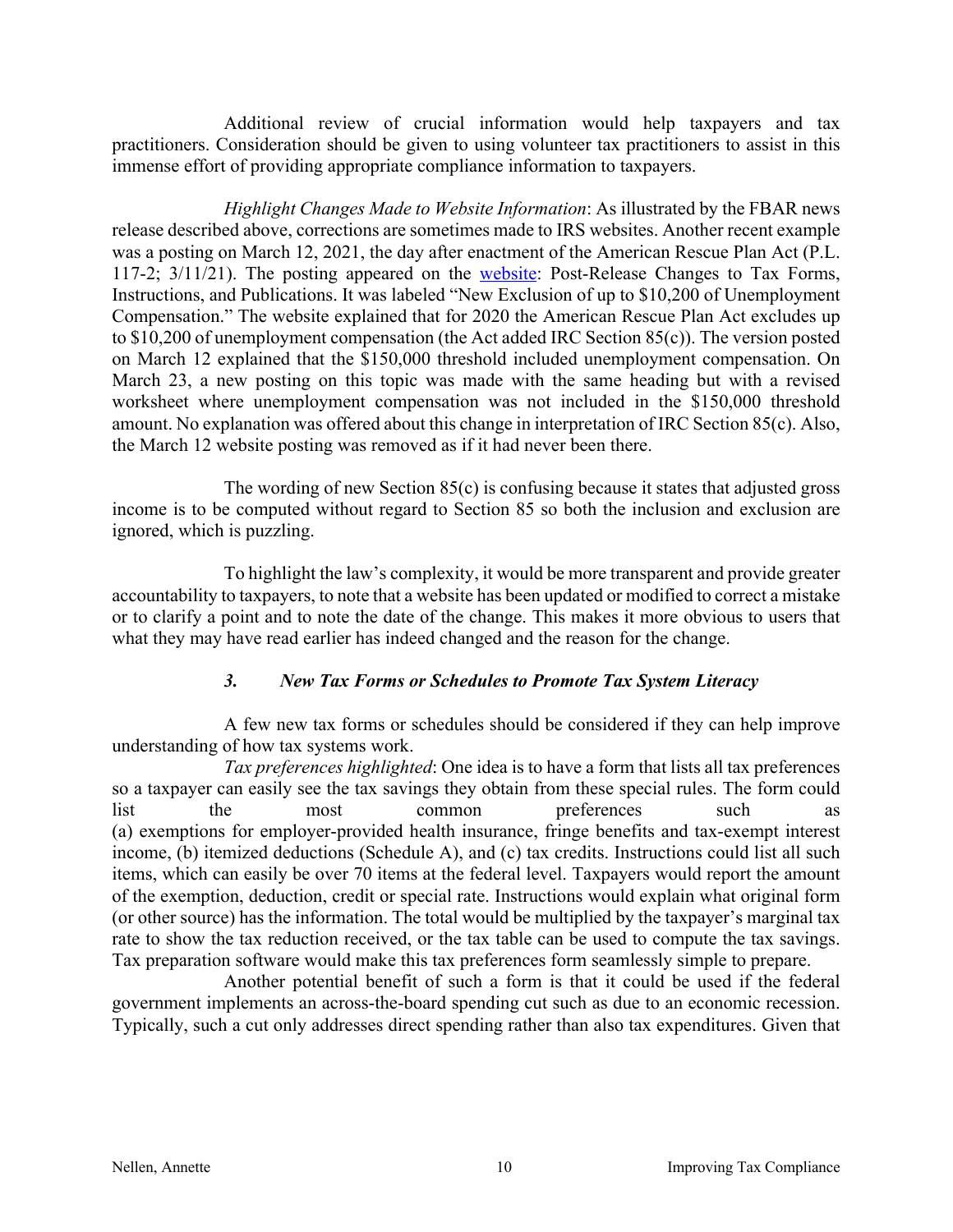Additional review of crucial information would help taxpayers and tax practitioners. Consideration should be given to using volunteer tax practitioners to assist in this immense effort of providing appropriate compliance information to taxpayers.

*Highlight Changes Made to Website Information*: As illustrated by the FBAR news release described above, corrections are sometimes made to IRS websites. Another recent example was a posting on March 12, 2021, the day after enactment of the American Rescue Plan Act (P.L. 117-2; 3/11/21). The posting appeared on the website: Post-Release Changes to Tax Forms, Instructions, and Publications. It was labeled "New Exclusion of up to $10,200 of Unemployment Compensation." The website explained that for 2020 the American Rescue Plan Act excludes up to $10,200 of unemployment compensation (the Act added IRC Section 85(c)). The version posted on March 12 explained that the $150,000 threshold included unemployment compensation. On March 23, a new posting on this topic was made with the same heading but with a revised worksheet where unemployment compensation was not included in the $150,000 threshold amount. No explanation was offered about this change in interpretation of IRC Section 85(c). Also, the March 12 website posting was removed as if it had never been there.

The wording of new Section 85(c) is confusing because it states that adjusted gross income is to be computed without regard to Section 85 so both the inclusion and exclusion are ignored, which is puzzling.

To highlight the law's complexity, it would be more transparent and provide greater accountability to taxpayers, to note that a website has been updated or modified to correct a mistake or to clarify a point and to note the date of the change. This makes it more obvious to users that what they may have read earlier has indeed changed and the reason for the change.

### *3. New Tax Forms or Schedules to Promote Tax System Literacy*

A few new tax forms or schedules should be considered if they can help improve understanding of how tax systems work.

*Tax preferences highlighted*: One idea is to have a form that lists all tax preferences so a taxpayer can easily see the tax savings they obtain from these special rules. The form could list the most common preferences such as (a) exemptions for employer-provided health insurance, fringe benefits and tax-exempt interest income, (b) itemized deductions (Schedule A), and (c) tax credits. Instructions could list all such items, which can easily be over 70 items at the federal level. Taxpayers would report the amount of the exemption, deduction, credit or special rate. Instructions would explain what original form (or other source) has the information. The total would be multiplied by the taxpayer's marginal tax rate to show the tax reduction received, or the tax table can be used to compute the tax savings. Tax preparation software would make this tax preferences form seamlessly simple to prepare.

Another potential benefit of such a form is that it could be used if the federal government implements an across-the-board spending cut such as due to an economic recession. Typically, such a cut only addresses direct spending rather than also tax expenditures. Given that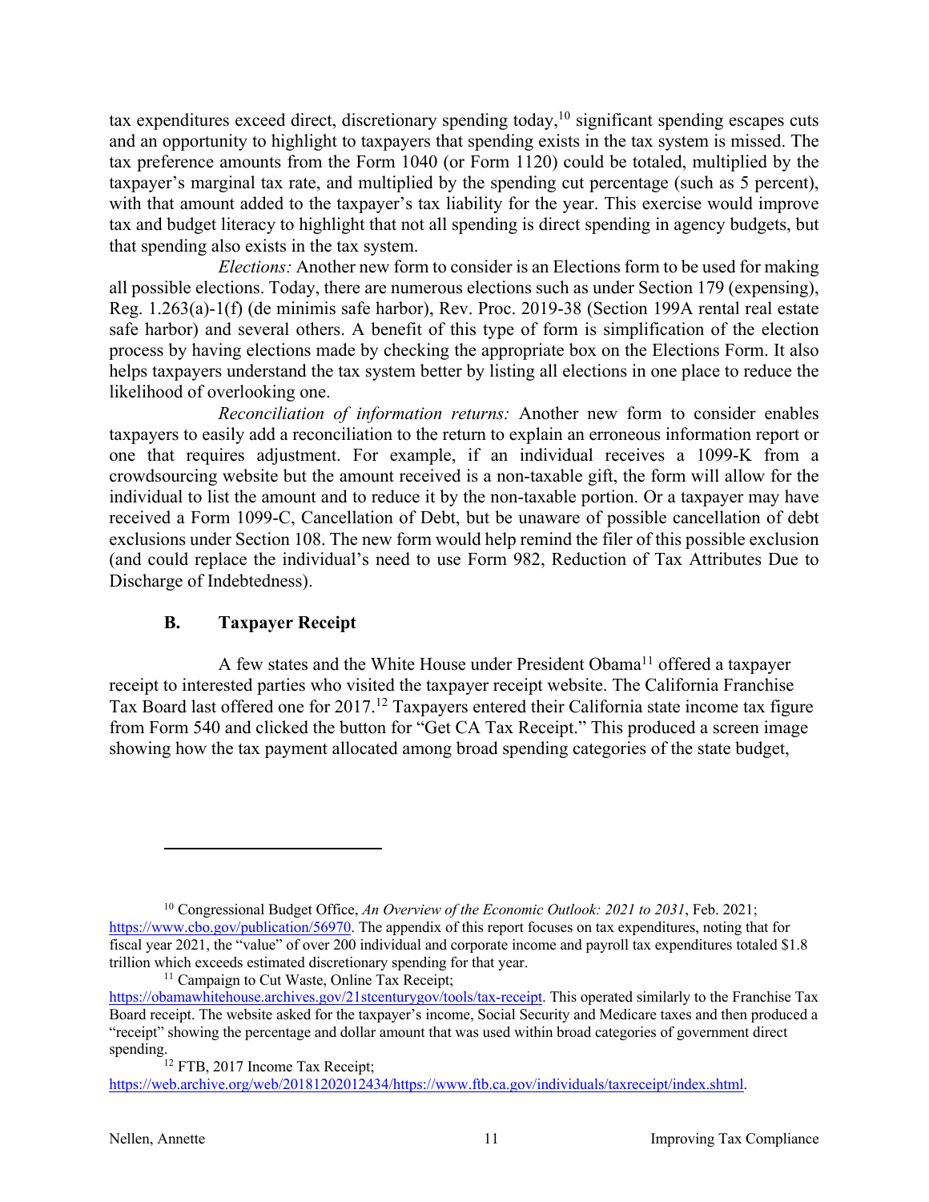tax expenditures exceed direct, discretionary spending today,[10] significant spending escapes cuts and an opportunity to highlight to taxpayers that spending exists in the tax system is missed. The tax preference amounts from the Form 1040 (or Form 1120) could be totaled, multiplied by the taxpayer's marginal tax rate, and multiplied by the spending cut percentage (such as 5 percent), with that amount added to the taxpayer's tax liability for the year. This exercise would improve tax and budget literacy to highlight that not all spending is direct spending in agency budgets, but that spending also exists in the tax system.

*Elections:* Another new form to consider is an Elections form to be used for making all possible elections. Today, there are numerous elections such as under Section 179 (expensing), Reg. 1.263(a)-1(f) (de minimis safe harbor), Rev. Proc. 2019-38 (Section 199A rental real estate safe harbor) and several others. A benefit of this type of form is simplification of the election process by having elections made by checking the appropriate box on the Elections Form. It also helps taxpayers understand the tax system better by listing all elections in one place to reduce the likelihood of overlooking one.

*Reconciliation of information returns:* Another new form to consider enables taxpayers to easily add a reconciliation to the return to explain an erroneous information report or one that requires adjustment. For example, if an individual receives a 1099-K from a crowdsourcing website but the amount received is a non-taxable gift, the form will allow for the individual to list the amount and to reduce it by the non-taxable portion. Or a taxpayer may have received a Form 1099-C, Cancellation of Debt, but be unaware of possible cancellation of debt exclusions under Section 108. The new form would help remind the filer of this possible exclusion (and could replace the individual's need to use Form 982, Reduction of Tax Attributes Due to Discharge of Indebtedness).

## B. Taxpayer Receipt

A few states and the White House under President Obama[11] offered a taxpayer receipt to interested parties who visited the taxpayer receipt website. The California Franchise Tax Board last offered one for 2017.[12] Taxpayers entered their California state income tax figure from Form 540 and clicked the button for "Get CA Tax Receipt." This produced a screen image showing how the tax payment allocated among broad spending categories of the state budget,

---

[10] Congressional Budget Office, *An Overview of the Economic Outlook: 2021 to 2031*, Feb. 2021; https://www.cbo.gov/publication/56970. The appendix of this report focuses on tax expenditures, noting that for fiscal year 2021, the "value" of over 200 individual and corporate income and payroll tax expenditures totaled $1.8 trillion which exceeds estimated discretionary spending for that year.

[11] Campaign to Cut Waste, Online Tax Receipt; https://obamawhitehouse.archives.gov/21stcenturygov/tools/tax-receipt. This operated similarly to the Franchise Tax Board receipt. The website asked for the taxpayer's income, Social Security and Medicare taxes and then produced a "receipt" showing the percentage and dollar amount that was used within broad categories of government direct spending.

[12] FTB, 2017 Income Tax Receipt; https://web.archive.org/web/20181202012434/https://www.ftb.ca.gov/individuals/taxreceipt/index.shtml.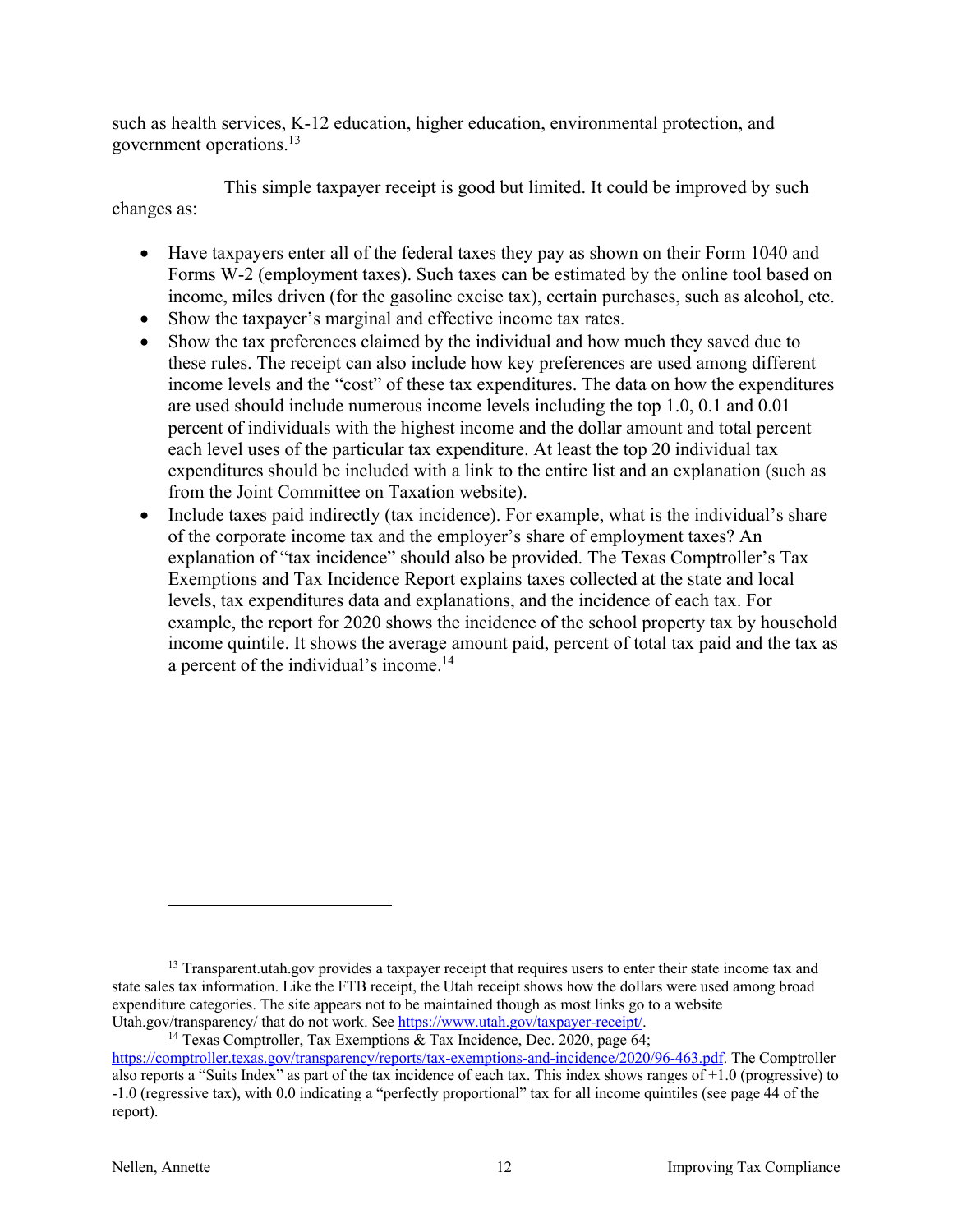such as health services, K-12 education, higher education, environmental protection, and government operations.[13]

This simple taxpayer receipt is good but limited. It could be improved by such changes as:

- Have taxpayers enter all of the federal taxes they pay as shown on their Form 1040 and Forms W-2 (employment taxes). Such taxes can be estimated by the online tool based on income, miles driven (for the gasoline excise tax), certain purchases, such as alcohol, etc.
- Show the taxpayer's marginal and effective income tax rates.
- Show the tax preferences claimed by the individual and how much they saved due to these rules. The receipt can also include how key preferences are used among different income levels and the "cost" of these tax expenditures. The data on how the expenditures are used should include numerous income levels including the top 1.0, 0.1 and 0.01 percent of individuals with the highest income and the dollar amount and total percent each level uses of the particular tax expenditure. At least the top 20 individual tax expenditures should be included with a link to the entire list and an explanation (such as from the Joint Committee on Taxation website).
- Include taxes paid indirectly (tax incidence). For example, what is the individual's share of the corporate income tax and the employer's share of employment taxes? An explanation of "tax incidence" should also be provided. The Texas Comptroller's Tax Exemptions and Tax Incidence Report explains taxes collected at the state and local levels, tax expenditures data and explanations, and the incidence of each tax. For example, the report for 2020 shows the incidence of the school property tax by household income quintile. It shows the average amount paid, percent of total tax paid and the tax as a percent of the individual's income.[14]

---

[13] Transparent.utah.gov provides a taxpayer receipt that requires users to enter their state income tax and state sales tax information. Like the FTB receipt, the Utah receipt shows how the dollars were used among broad expenditure categories. The site appears not to be maintained though as most links go to a website Utah.gov/transparency/ that do not work. See https://www.utah.gov/taxpayer-receipt/.

[14] Texas Comptroller, Tax Exemptions & Tax Incidence, Dec. 2020, page 64; https://comptroller.texas.gov/transparency/reports/tax-exemptions-and-incidence/2020/96-463.pdf. The Comptroller also reports a "Suits Index" as part of the tax incidence of each tax. This index shows ranges of +1.0 (progressive) to -1.0 (regressive tax), with 0.0 indicating a "perfectly proportional" tax for all income quintiles (see page 44 of the report).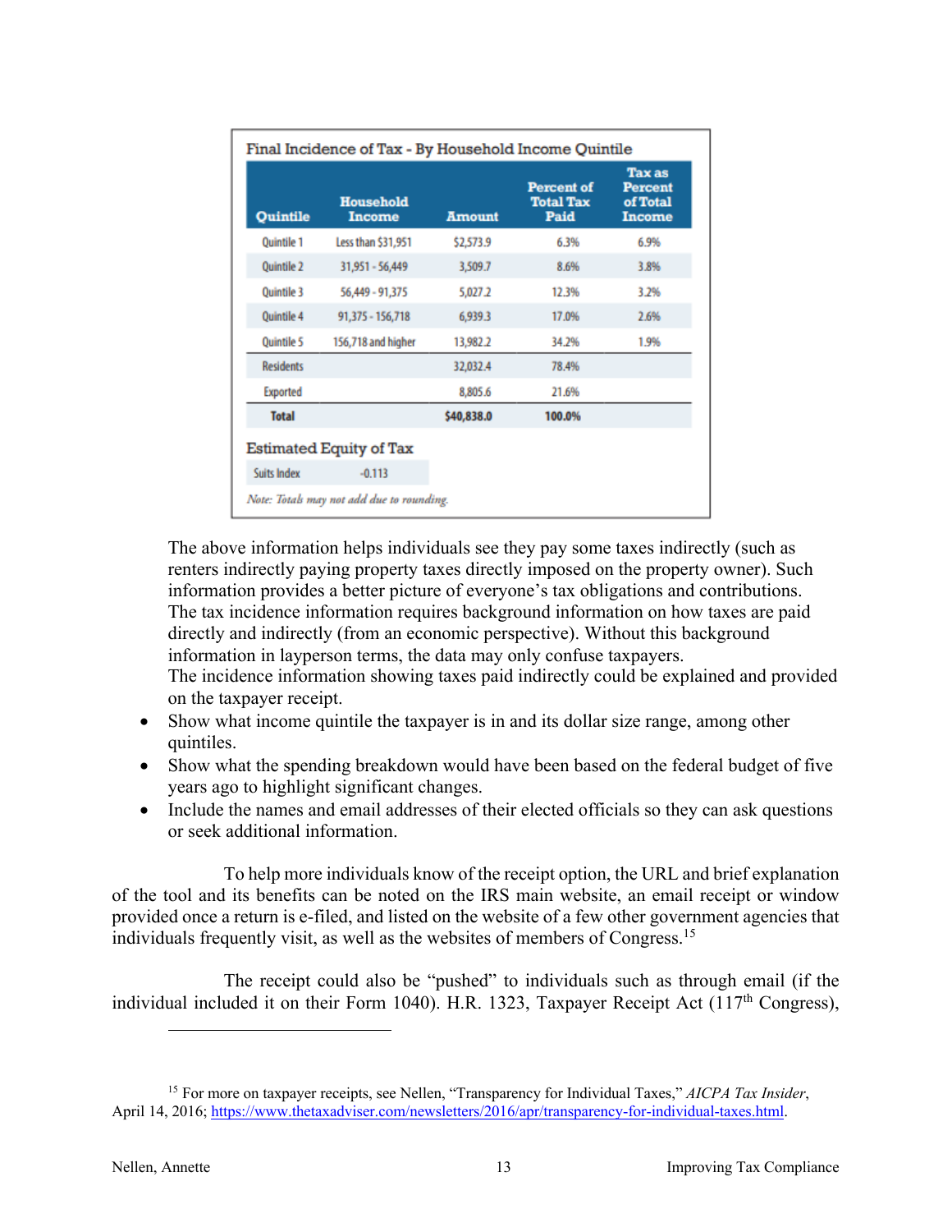**Final Incidence of Tax - By Household Income Quintile**

| Quintile | Household Income | Amount | Percent of Total Tax Paid | Tax as Percent of Total Income |
|---|---|---|---|---|
| Quintile 1 | Less than $31,951 | $2,573.9 | 6.3% | 6.9% |
| Quintile 2 | 31,951 - 56,449 | 3,509.7 | 8.6% | 3.8% |
| Quintile 3 | 56,449 - 91,375 | 5,027.2 | 12.3% | 3.2% |
| Quintile 4 | 91,375 - 156,718 | 6,939.3 | 17.0% | 2.6% |
| Quintile 5 | 156,718 and higher | 13,982.2 | 34.2% | 1.9% |
| Residents | | 32,032.4 | 78.4% | |
| Exported | | 8,805.6 | 21.6% | |
| **Total** | | **$40,838.0** | **100.0%** | |

**Estimated Equity of Tax**

| Suits Index | -0.113 |
|---|---|

*Note: Totals may not add due to rounding.*

The above information helps individuals see they pay some taxes indirectly (such as renters indirectly paying property taxes directly imposed on the property owner). Such information provides a better picture of everyone's tax obligations and contributions. The tax incidence information requires background information on how taxes are paid directly and indirectly (from an economic perspective). Without this background information in layperson terms, the data may only confuse taxpayers. The incidence information showing taxes paid indirectly could be explained and provided on the taxpayer receipt.

- Show what income quintile the taxpayer is in and its dollar size range, among other quintiles.
- Show what the spending breakdown would have been based on the federal budget of five years ago to highlight significant changes.
- Include the names and email addresses of their elected officials so they can ask questions or seek additional information.

To help more individuals know of the receipt option, the URL and brief explanation of the tool and its benefits can be noted on the IRS main website, an email receipt or window provided once a return is e-filed, and listed on the website of a few other government agencies that individuals frequently visit, as well as the websites of members of Congress.[15]

The receipt could also be "pushed" to individuals such as through email (if the individual included it on their Form 1040). H.R. 1323, Taxpayer Receipt Act (117th Congress),

[15] For more on taxpayer receipts, see Nellen, "Transparency for Individual Taxes," *AICPA Tax Insider*, April 14, 2016; https://www.thetaxadviser.com/newsletters/2016/apr/transparency-for-individual-taxes.html.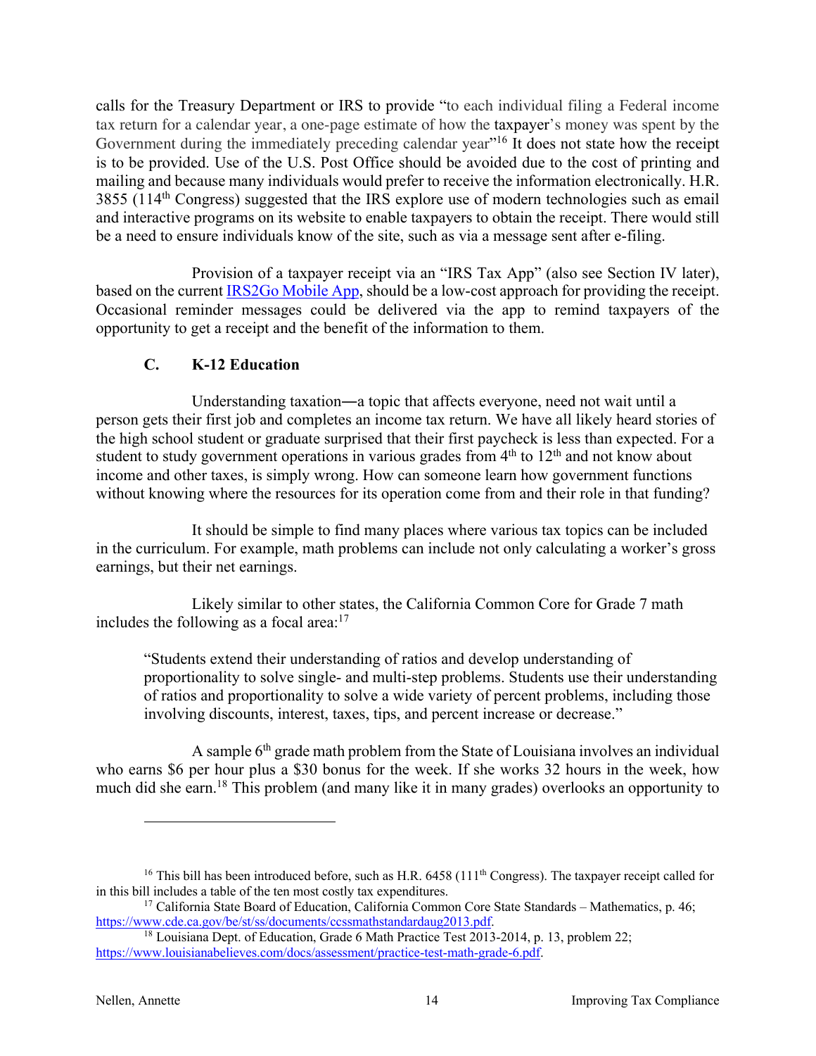calls for the Treasury Department or IRS to provide "to each individual filing a Federal income tax return for a calendar year, a one-page estimate of how the taxpayer's money was spent by the Government during the immediately preceding calendar year"[16] It does not state how the receipt is to be provided. Use of the U.S. Post Office should be avoided due to the cost of printing and mailing and because many individuals would prefer to receive the information electronically. H.R. 3855 (114th Congress) suggested that the IRS explore use of modern technologies such as email and interactive programs on its website to enable taxpayers to obtain the receipt. There would still be a need to ensure individuals know of the site, such as via a message sent after e-filing.

Provision of a taxpayer receipt via an "IRS Tax App" (also see Section IV later), based on the current [IRS2Go Mobile App](), should be a low-cost approach for providing the receipt. Occasional reminder messages could be delivered via the app to remind taxpayers of the opportunity to get a receipt and the benefit of the information to them.

### C. K-12 Education

Understanding taxation—a topic that affects everyone, need not wait until a person gets their first job and completes an income tax return. We have all likely heard stories of the high school student or graduate surprised that their first paycheck is less than expected. For a student to study government operations in various grades from 4th to 12th and not know about income and other taxes, is simply wrong. How can someone learn how government functions without knowing where the resources for its operation come from and their role in that funding?

It should be simple to find many places where various tax topics can be included in the curriculum. For example, math problems can include not only calculating a worker's gross earnings, but their net earnings.

Likely similar to other states, the California Common Core for Grade 7 math includes the following as a focal area:[17]

> "Students extend their understanding of ratios and develop understanding of proportionality to solve single- and multi-step problems. Students use their understanding of ratios and proportionality to solve a wide variety of percent problems, including those involving discounts, interest, taxes, tips, and percent increase or decrease."

A sample 6th grade math problem from the State of Louisiana involves an individual who earns $6 per hour plus a $30 bonus for the week. If she works 32 hours in the week, how much did she earn.[18] This problem (and many like it in many grades) overlooks an opportunity to

---

[16] This bill has been introduced before, such as H.R. 6458 (111th Congress). The taxpayer receipt called for in this bill includes a table of the ten most costly tax expenditures.

[17] California State Board of Education, California Common Core State Standards – Mathematics, p. 46; https://www.cde.ca.gov/be/st/ss/documents/ccssmathstandardaug2013.pdf.

[18] Louisiana Dept. of Education, Grade 6 Math Practice Test 2013-2014, p. 13, problem 22; https://www.louisianabelieves.com/docs/assessment/practice-test-math-grade-6.pdf.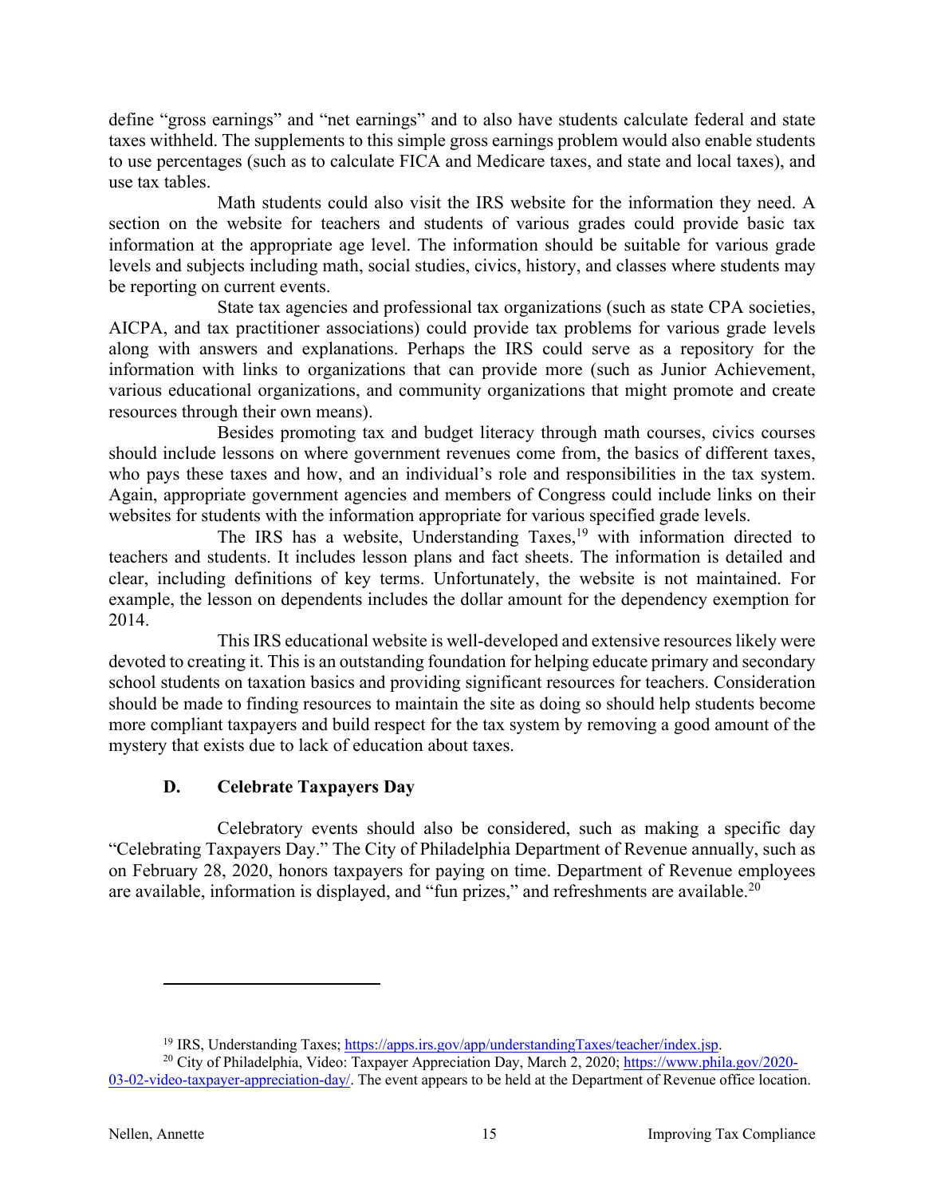define "gross earnings" and "net earnings" and to also have students calculate federal and state taxes withheld. The supplements to this simple gross earnings problem would also enable students to use percentages (such as to calculate FICA and Medicare taxes, and state and local taxes), and use tax tables.

Math students could also visit the IRS website for the information they need. A section on the website for teachers and students of various grades could provide basic tax information at the appropriate age level. The information should be suitable for various grade levels and subjects including math, social studies, civics, history, and classes where students may be reporting on current events.

State tax agencies and professional tax organizations (such as state CPA societies, AICPA, and tax practitioner associations) could provide tax problems for various grade levels along with answers and explanations. Perhaps the IRS could serve as a repository for the information with links to organizations that can provide more (such as Junior Achievement, various educational organizations, and community organizations that might promote and create resources through their own means).

Besides promoting tax and budget literacy through math courses, civics courses should include lessons on where government revenues come from, the basics of different taxes, who pays these taxes and how, and an individual's role and responsibilities in the tax system. Again, appropriate government agencies and members of Congress could include links on their websites for students with the information appropriate for various specified grade levels.

The IRS has a website, Understanding Taxes,[19] with information directed to teachers and students. It includes lesson plans and fact sheets. The information is detailed and clear, including definitions of key terms. Unfortunately, the website is not maintained. For example, the lesson on dependents includes the dollar amount for the dependency exemption for 2014.

This IRS educational website is well-developed and extensive resources likely were devoted to creating it. This is an outstanding foundation for helping educate primary and secondary school students on taxation basics and providing significant resources for teachers. Consideration should be made to finding resources to maintain the site as doing so should help students become more compliant taxpayers and build respect for the tax system by removing a good amount of the mystery that exists due to lack of education about taxes.

### D. Celebrate Taxpayers Day

Celebratory events should also be considered, such as making a specific day "Celebrating Taxpayers Day." The City of Philadelphia Department of Revenue annually, such as on February 28, 2020, honors taxpayers for paying on time. Department of Revenue employees are available, information is displayed, and "fun prizes," and refreshments are available.[20]

---

[19] IRS, Understanding Taxes; https://apps.irs.gov/app/understandingTaxes/teacher/index.jsp.

[20] City of Philadelphia, Video: Taxpayer Appreciation Day, March 2, 2020; https://www.phila.gov/2020-03-02-video-taxpayer-appreciation-day/. The event appears to be held at the Department of Revenue office location.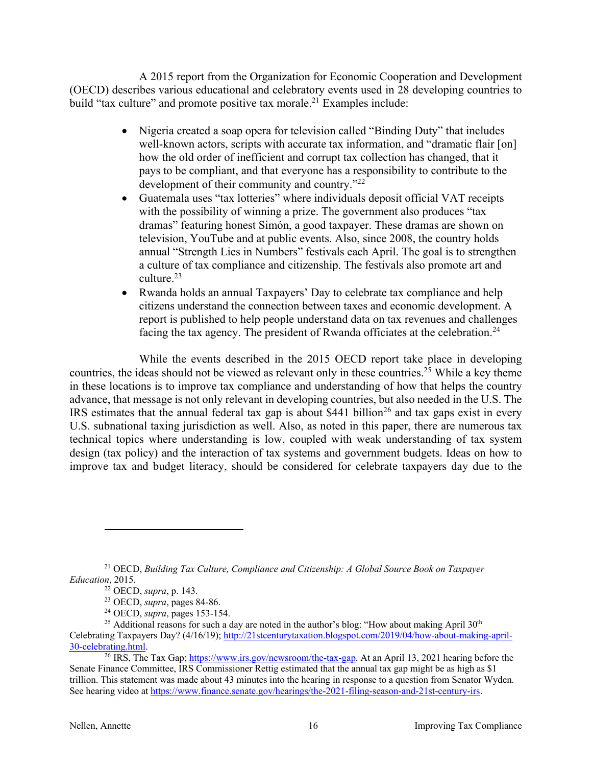A 2015 report from the Organization for Economic Cooperation and Development (OECD) describes various educational and celebratory events used in 28 developing countries to build "tax culture" and promote positive tax morale.[21] Examples include:

- Nigeria created a soap opera for television called "Binding Duty" that includes well-known actors, scripts with accurate tax information, and "dramatic flair [on] how the old order of inefficient and corrupt tax collection has changed, that it pays to be compliant, and that everyone has a responsibility to contribute to the development of their community and country."[22]
- Guatemala uses "tax lotteries" where individuals deposit official VAT receipts with the possibility of winning a prize. The government also produces "tax dramas" featuring honest Simón, a good taxpayer. These dramas are shown on television, YouTube and at public events. Also, since 2008, the country holds annual "Strength Lies in Numbers" festivals each April. The goal is to strengthen a culture of tax compliance and citizenship. The festivals also promote art and culture.[23]
- Rwanda holds an annual Taxpayers' Day to celebrate tax compliance and help citizens understand the connection between taxes and economic development. A report is published to help people understand data on tax revenues and challenges facing the tax agency. The president of Rwanda officiates at the celebration.[24]

While the events described in the 2015 OECD report take place in developing countries, the ideas should not be viewed as relevant only in these countries.[25] While a key theme in these locations is to improve tax compliance and understanding of how that helps the country advance, that message is not only relevant in developing countries, but also needed in the U.S. The IRS estimates that the annual federal tax gap is about $441 billion[26] and tax gaps exist in every U.S. subnational taxing jurisdiction as well. Also, as noted in this paper, there are numerous tax technical topics where understanding is low, coupled with weak understanding of tax system design (tax policy) and the interaction of tax systems and government budgets. Ideas on how to improve tax and budget literacy, should be considered for celebrate taxpayers day due to the

---

[21] OECD, *Building Tax Culture, Compliance and Citizenship: A Global Source Book on Taxpayer Education*, 2015.

[22] OECD, *supra*, p. 143.

[23] OECD, *supra*, pages 84-86.

[24] OECD, *supra*, pages 153-154.

[25] Additional reasons for such a day are noted in the author's blog: "How about making April 30th Celebrating Taxpayers Day? (4/16/19); http://21stcenturytaxation.blogspot.com/2019/04/how-about-making-april-30-celebrating.html.

[26] IRS, The Tax Gap; https://www.irs.gov/newsroom/the-tax-gap. At an April 13, 2021 hearing before the Senate Finance Committee, IRS Commissioner Rettig estimated that the annual tax gap might be as high as $1 trillion. This statement was made about 43 minutes into the hearing in response to a question from Senator Wyden. See hearing video at https://www.finance.senate.gov/hearings/the-2021-filing-season-and-21st-century-irs.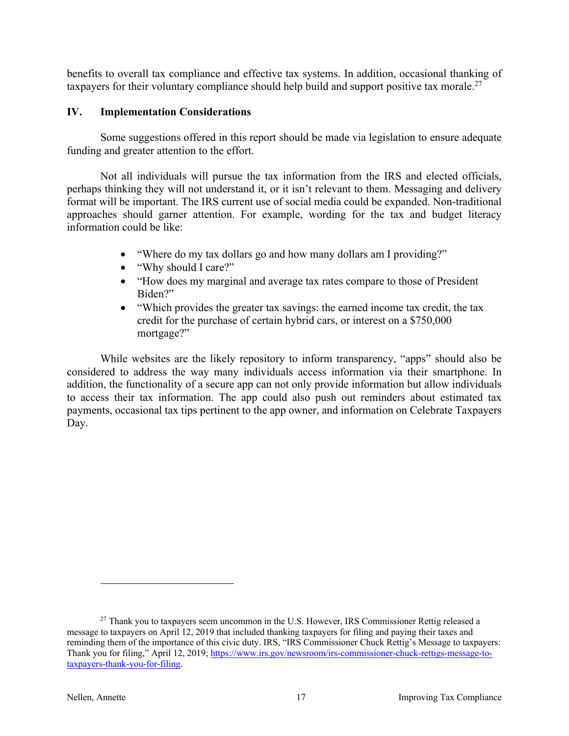benefits to overall tax compliance and effective tax systems. In addition, occasional thanking of taxpayers for their voluntary compliance should help build and support positive tax morale.[27]

## IV. Implementation Considerations

Some suggestions offered in this report should be made via legislation to ensure adequate funding and greater attention to the effort.

Not all individuals will pursue the tax information from the IRS and elected officials, perhaps thinking they will not understand it, or it isn't relevant to them. Messaging and delivery format will be important. The IRS current use of social media could be expanded. Non-traditional approaches should garner attention. For example, wording for the tax and budget literacy information could be like:

- "Where do my tax dollars go and how many dollars am I providing?"
- "Why should I care?"
- "How does my marginal and average tax rates compare to those of President Biden?"
- "Which provides the greater tax savings: the earned income tax credit, the tax credit for the purchase of certain hybrid cars, or interest on a $750,000 mortgage?"

While websites are the likely repository to inform transparency, "apps" should also be considered to address the way many individuals access information via their smartphone. In addition, the functionality of a secure app can not only provide information but allow individuals to access their tax information. The app could also push out reminders about estimated tax payments, occasional tax tips pertinent to the app owner, and information on Celebrate Taxpayers Day.

---

[27] Thank you to taxpayers seem uncommon in the U.S. However, IRS Commissioner Rettig released a message to taxpayers on April 12, 2019 that included thanking taxpayers for filing and paying their taxes and reminding them of the importance of this civic duty. IRS, "IRS Commissioner Chuck Rettig's Message to taxpayers: Thank you for filing," April 12, 2019; https://www.irs.gov/newsroom/irs-commissioner-chuck-rettigs-message-to-taxpayers-thank-you-for-filing.